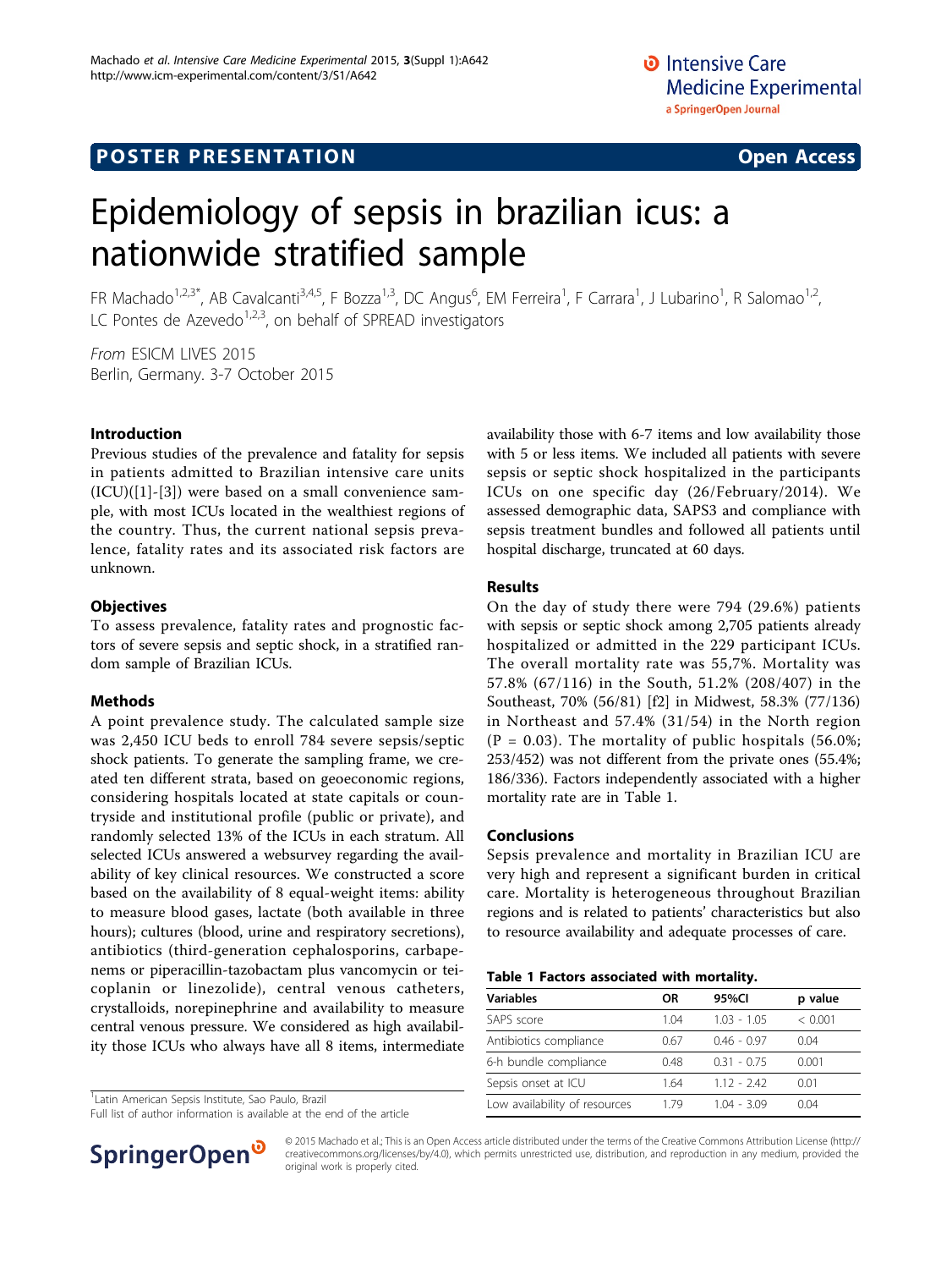POSTER PRESENTATION

Open Access

# Epidemiology of sepsis in brazilian icus: a nationwide stratified sample

FR Machado[1,2,3*], AB Cavalcanti[3,4,5], F Bozza[1,3], DC Angus[6], EM Ferreira[1], F Carrara[1], J Lubarino[1], R Salomao[1,2], LC Pontes de Azevedo[1,2,3], on behalf of SPREAD investigators

*From* ESICM LIVES 2015
Berlin, Germany. 3-7 October 2015

## Introduction

Previous studies of the prevalence and fatality for sepsis in patients admitted to Brazilian intensive care units (ICU)([1]-[3]) were based on a small convenience sample, with most ICUs located in the wealthiest regions of the country. Thus, the current national sepsis prevalence, fatality rates and its associated risk factors are unknown.

## Objectives

To assess prevalence, fatality rates and prognostic factors of severe sepsis and septic shock, in a stratified random sample of Brazilian ICUs.

## Methods

A point prevalence study. The calculated sample size was 2,450 ICU beds to enroll 784 severe sepsis/septic shock patients. To generate the sampling frame, we created ten different strata, based on geoeconomic regions, considering hospitals located at state capitals or countryside and institutional profile (public or private), and randomly selected 13% of the ICUs in each stratum. All selected ICUs answered a websurvey regarding the availability of key clinical resources. We constructed a score based on the availability of 8 equal-weight items: ability to measure blood gases, lactate (both available in three hours); cultures (blood, urine and respiratory secretions), antibiotics (third-generation cephalosporins, carbapenems or piperacillin-tazobactam plus vancomycin or teicoplanin or linezolide), central venous catheters, crystalloids, norepinephrine and availability to measure central venous pressure. We considered as high availability those ICUs who always have all 8 items, intermediate availability those with 6-7 items and low availability those with 5 or less items. We included all patients with severe sepsis or septic shock hospitalized in the participants ICUs on one specific day (26/February/2014). We assessed demographic data, SAPS3 and compliance with sepsis treatment bundles and followed all patients until hospital discharge, truncated at 60 days.

## Results

On the day of study there were 794 (29.6%) patients with sepsis or septic shock among 2,705 patients already hospitalized or admitted in the 229 participant ICUs. The overall mortality rate was 55,7%. Mortality was 57.8% (67/116) in the South, 51.2% (208/407) in the Southeast, 70% (56/81) [f2] in Midwest, 58.3% (77/136) in Northeast and 57.4% (31/54) in the North region (P = 0.03). The mortality of public hospitals (56.0%; 253/452) was not different from the private ones (55.4%; 186/336). Factors independently associated with a higher mortality rate are in Table 1.

## Conclusions

Sepsis prevalence and mortality in Brazilian ICU are very high and represent a significant burden in critical care. Mortality is heterogeneous throughout Brazilian regions and is related to patients' characteristics but also to resource availability and adequate processes of care.

**Table 1 Factors associated with mortality.**

| Variables | OR | 95%CI | p value |
|---|---|---|---|
| SAPS score | 1.04 | 1.03 - 1.05 | < 0.001 |
| Antibiotics compliance | 0.67 | 0.46 - 0.97 | 0.04 |
| 6-h bundle compliance | 0.48 | 0.31 - 0.75 | 0.001 |
| Sepsis onset at ICU | 1.64 | 1.12 - 2.42 | 0.01 |
| Low availability of resources | 1.79 | 1.04 - 3.09 | 0.04 |

[1]Latin American Sepsis Institute, Sao Paulo, Brazil
Full list of author information is available at the end of the article

© 2015 Machado et al.; This is an Open Access article distributed under the terms of the Creative Commons Attribution License (http://creativecommons.org/licenses/by/4.0), which permits unrestricted use, distribution, and reproduction in any medium, provided the original work is properly cited.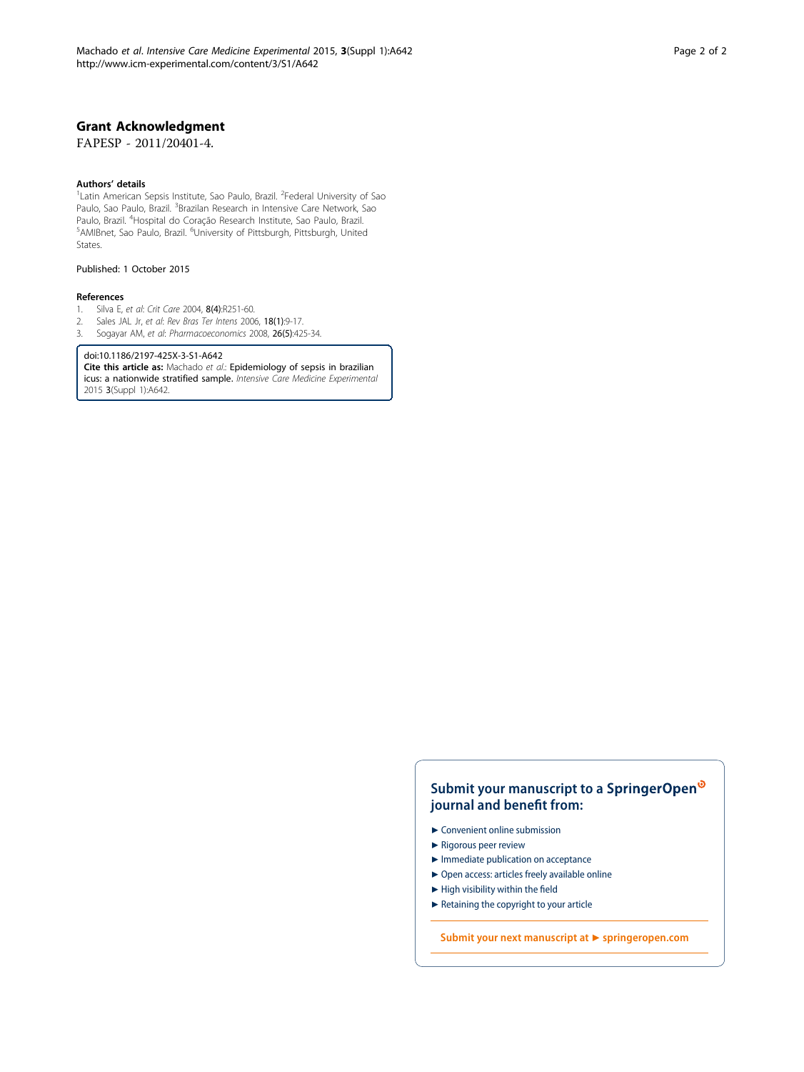## Grant Acknowledgment

FAPESP - 2011/20401-4.

### Authors' details

[1]Latin American Sepsis Institute, Sao Paulo, Brazil. [2]Federal University of Sao Paulo, Sao Paulo, Brazil. [3]Brazilan Research in Intensive Care Network, Sao Paulo, Brazil. [4]Hospital do Coração Research Institute, Sao Paulo, Brazil. [5]AMIBnet, Sao Paulo, Brazil. [6]University of Pittsburgh, Pittsburgh, United States.

Published: 1 October 2015

### References

1. Silva E, *et al*: *Crit Care* 2004, **8(4)**:R251-60.
2. Sales JAL Jr, *et al*: *Rev Bras Ter Intens* 2006, **18(1)**:9-17.
3. Sogayar AM, *et al*: *Pharmacoeconomics* 2008, **26(5)**:425-34.

doi:10.1186/2197-425X-3-S1-A642
**Cite this article as:** Machado *et al.*: Epidemiology of sepsis in brazilian icus: a nationwide stratified sample. *Intensive Care Medicine Experimental* 2015 **3**(Suppl 1):A642.

**Submit your manuscript to a SpringerOpen journal and benefit from:**

- ► Convenient online submission
- ► Rigorous peer review
- ► Immediate publication on acceptance
- ► Open access: articles freely available online
- ► High visibility within the field
- ► Retaining the copyright to your article

**Submit your next manuscript at ► springeropen.com**